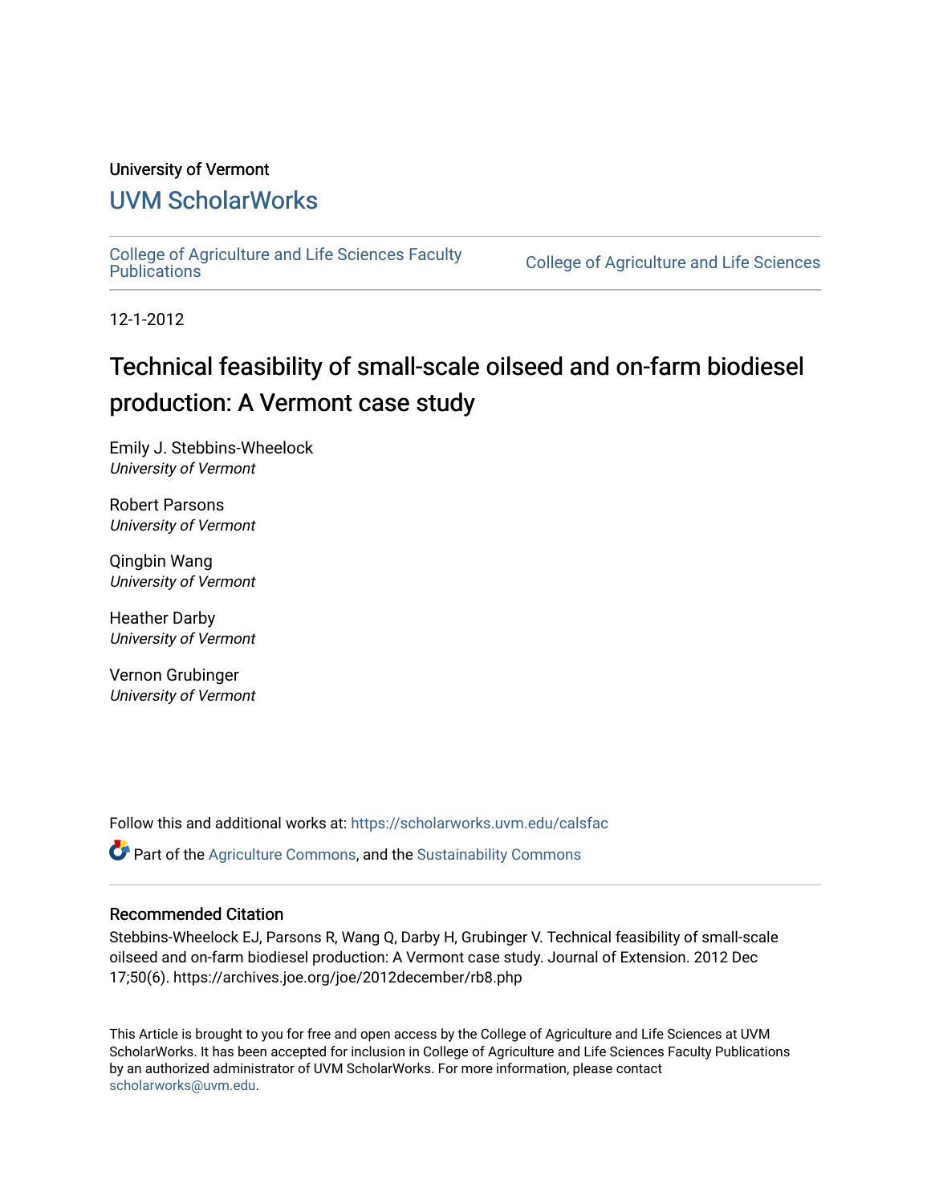University of Vermont

# UVM ScholarWorks

College of Agriculture and Life Sciences Faculty Publications

College of Agriculture and Life Sciences

12-1-2012

# Technical feasibility of small-scale oilseed and on-farm biodiesel production: A Vermont case study

Emily J. Stebbins-Wheelock
*University of Vermont*

Robert Parsons
*University of Vermont*

Qingbin Wang
*University of Vermont*

Heather Darby
*University of Vermont*

Vernon Grubinger
*University of Vermont*

Follow this and additional works at: https://scholarworks.uvm.edu/calsfac

Part of the Agriculture Commons, and the Sustainability Commons

## Recommended Citation

Stebbins-Wheelock EJ, Parsons R, Wang Q, Darby H, Grubinger V. Technical feasibility of small-scale oilseed and on-farm biodiesel production: A Vermont case study. Journal of Extension. 2012 Dec 17;50(6). https://archives.joe.org/joe/2012december/rb8.php

This Article is brought to you for free and open access by the College of Agriculture and Life Sciences at UVM ScholarWorks. It has been accepted for inclusion in College of Agriculture and Life Sciences Faculty Publications by an authorized administrator of UVM ScholarWorks. For more information, please contact scholarworks@uvm.edu.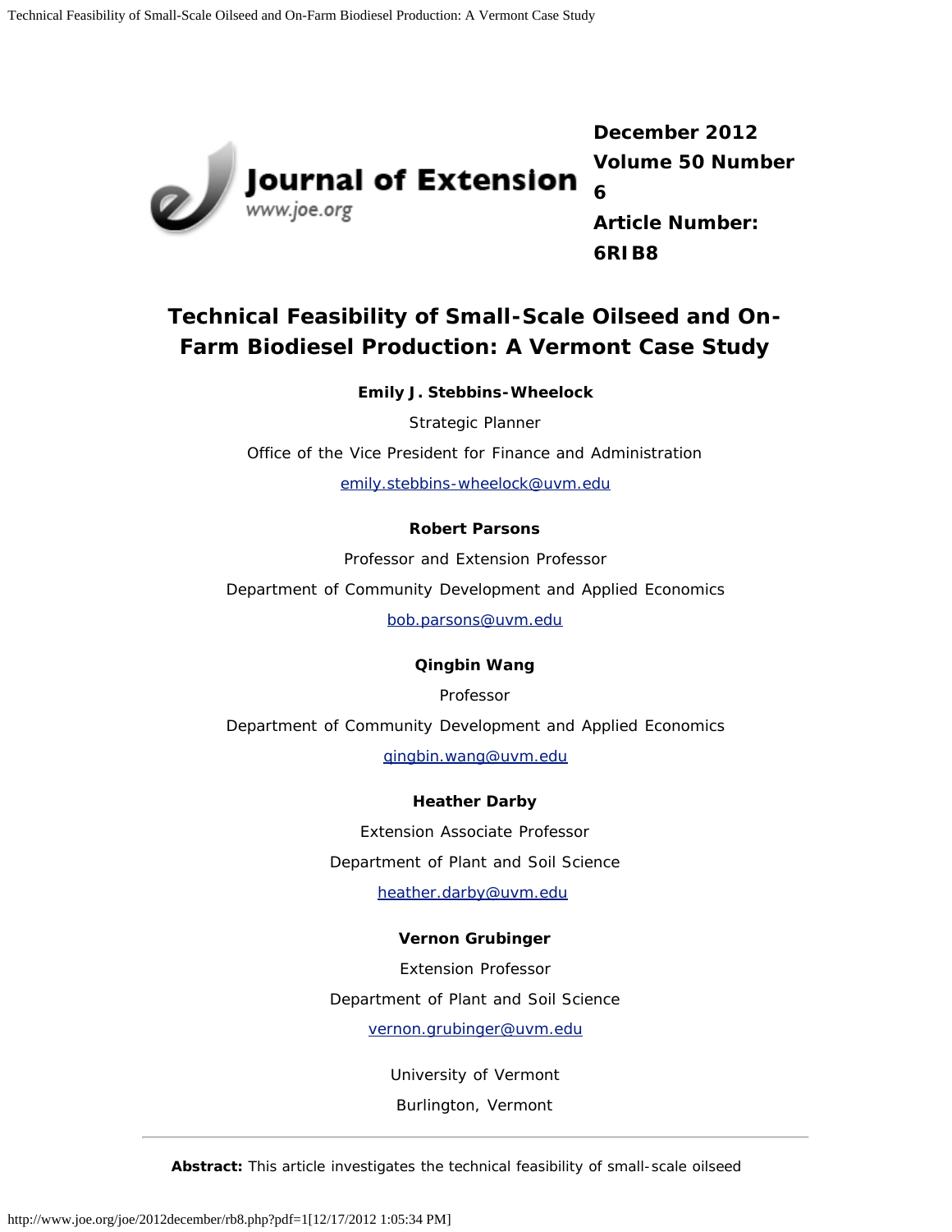December 2012
Volume 50 Number 6
Article Number: 6RIB8

# Technical Feasibility of Small-Scale Oilseed and On-Farm Biodiesel Production: A Vermont Case Study

**Emily J. Stebbins-Wheelock**

Strategic Planner

Office of the Vice President for Finance and Administration

emily.stebbins-wheelock@uvm.edu

**Robert Parsons**

Professor and Extension Professor

Department of Community Development and Applied Economics

bob.parsons@uvm.edu

**Qingbin Wang**

Professor

Department of Community Development and Applied Economics

qingbin.wang@uvm.edu

**Heather Darby**

Extension Associate Professor

Department of Plant and Soil Science

heather.darby@uvm.edu

**Vernon Grubinger**

Extension Professor

Department of Plant and Soil Science

vernon.grubinger@uvm.edu

University of Vermont

Burlington, Vermont

---

**Abstract:** This article investigates the technical feasibility of small-scale oilseed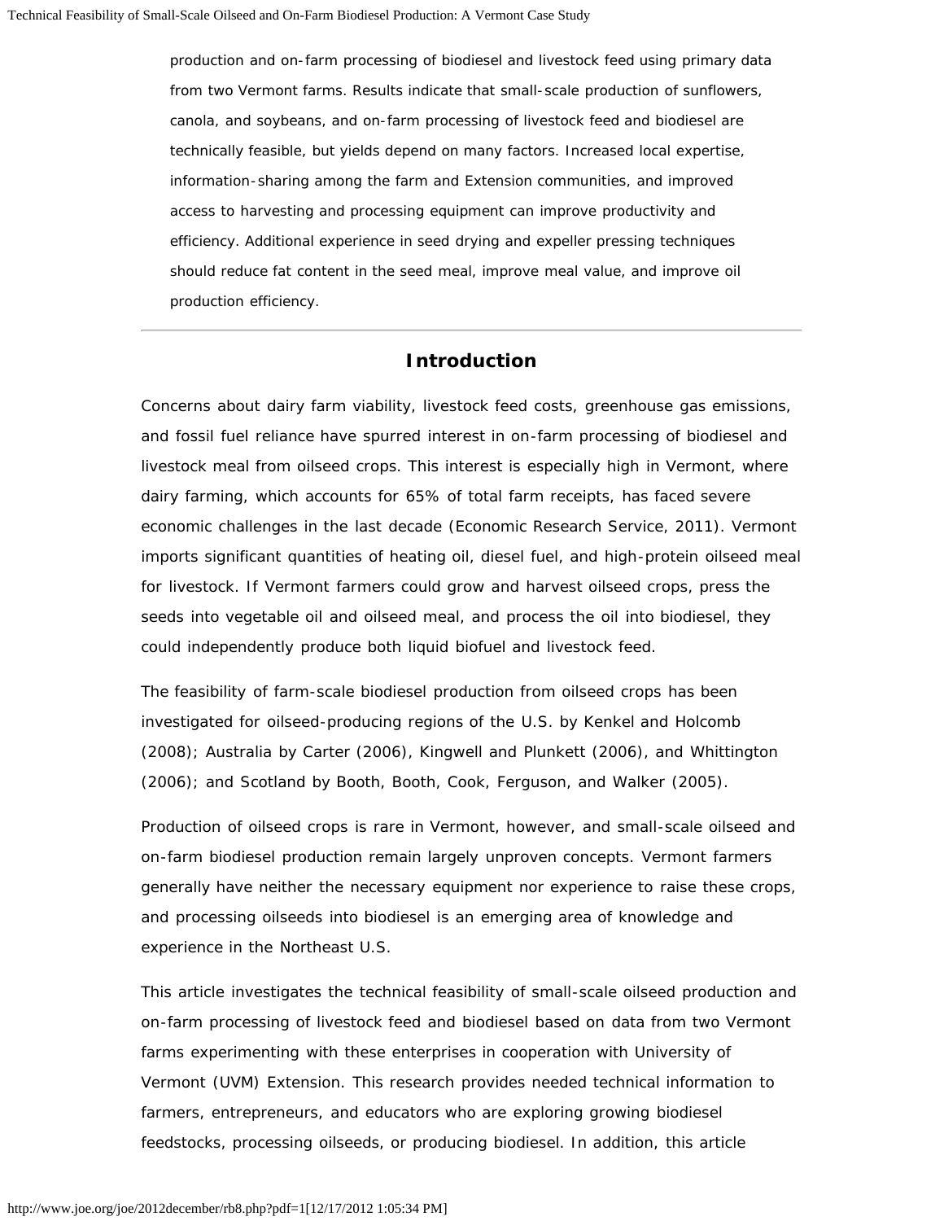production and on-farm processing of biodiesel and livestock feed using primary data from two Vermont farms. Results indicate that small-scale production of sunflowers, canola, and soybeans, and on-farm processing of livestock feed and biodiesel are technically feasible, but yields depend on many factors. Increased local expertise, information-sharing among the farm and Extension communities, and improved access to harvesting and processing equipment can improve productivity and efficiency. Additional experience in seed drying and expeller pressing techniques should reduce fat content in the seed meal, improve meal value, and improve oil production efficiency.

---

## Introduction

Concerns about dairy farm viability, livestock feed costs, greenhouse gas emissions, and fossil fuel reliance have spurred interest in on-farm processing of biodiesel and livestock meal from oilseed crops. This interest is especially high in Vermont, where dairy farming, which accounts for 65% of total farm receipts, has faced severe economic challenges in the last decade (Economic Research Service, 2011). Vermont imports significant quantities of heating oil, diesel fuel, and high-protein oilseed meal for livestock. If Vermont farmers could grow and harvest oilseed crops, press the seeds into vegetable oil and oilseed meal, and process the oil into biodiesel, they could independently produce both liquid biofuel and livestock feed.

The feasibility of farm-scale biodiesel production from oilseed crops has been investigated for oilseed-producing regions of the U.S. by Kenkel and Holcomb (2008); Australia by Carter (2006), Kingwell and Plunkett (2006), and Whittington (2006); and Scotland by Booth, Booth, Cook, Ferguson, and Walker (2005).

Production of oilseed crops is rare in Vermont, however, and small-scale oilseed and on-farm biodiesel production remain largely unproven concepts. Vermont farmers generally have neither the necessary equipment nor experience to raise these crops, and processing oilseeds into biodiesel is an emerging area of knowledge and experience in the Northeast U.S.

This article investigates the technical feasibility of small-scale oilseed production and on-farm processing of livestock feed and biodiesel based on data from two Vermont farms experimenting with these enterprises in cooperation with University of Vermont (UVM) Extension. This research provides needed technical information to farmers, entrepreneurs, and educators who are exploring growing biodiesel feedstocks, processing oilseeds, or producing biodiesel. In addition, this article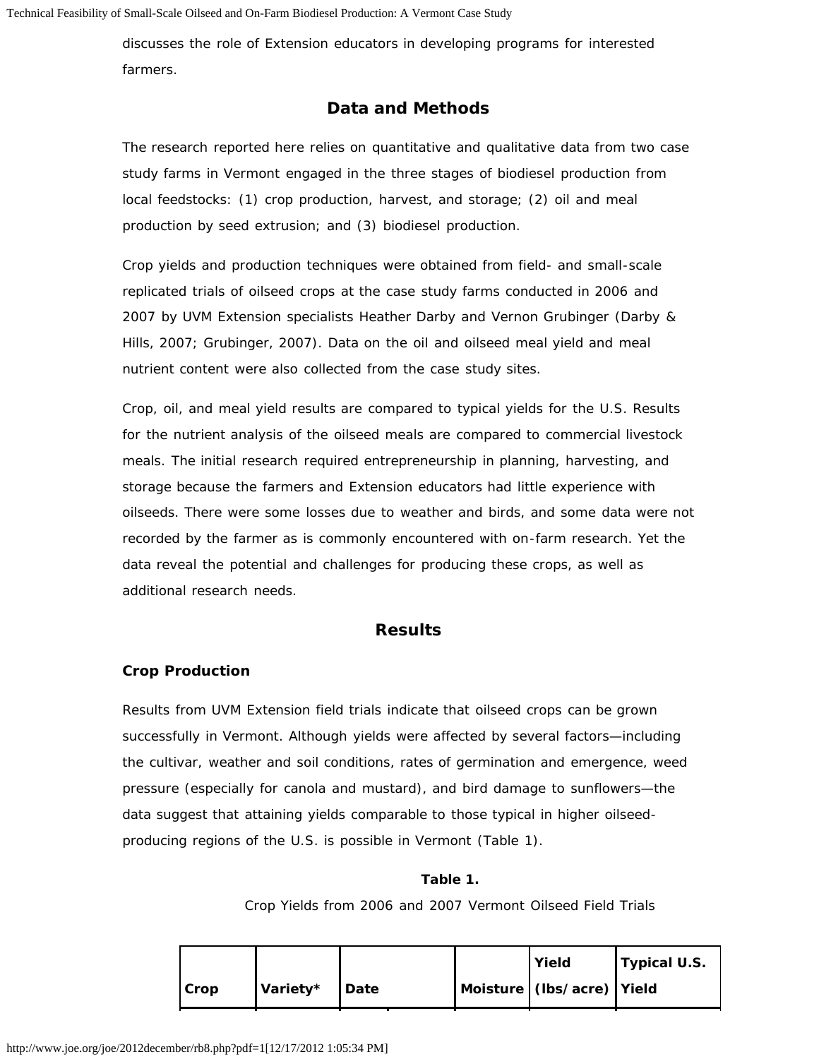discusses the role of Extension educators in developing programs for interested farmers.

## Data and Methods

The research reported here relies on quantitative and qualitative data from two case study farms in Vermont engaged in the three stages of biodiesel production from local feedstocks: (1) crop production, harvest, and storage; (2) oil and meal production by seed extrusion; and (3) biodiesel production.

Crop yields and production techniques were obtained from field- and small-scale replicated trials of oilseed crops at the case study farms conducted in 2006 and 2007 by UVM Extension specialists Heather Darby and Vernon Grubinger (Darby & Hills, 2007; Grubinger, 2007). Data on the oil and oilseed meal yield and meal nutrient content were also collected from the case study sites.

Crop, oil, and meal yield results are compared to typical yields for the U.S. Results for the nutrient analysis of the oilseed meals are compared to commercial livestock meals. The initial research required entrepreneurship in planning, harvesting, and storage because the farmers and Extension educators had little experience with oilseeds. There were some losses due to weather and birds, and some data were not recorded by the farmer as is commonly encountered with on-farm research. Yet the data reveal the potential and challenges for producing these crops, as well as additional research needs.

## Results

### Crop Production

Results from UVM Extension field trials indicate that oilseed crops can be grown successfully in Vermont. Although yields were affected by several factors—including the cultivar, weather and soil conditions, rates of germination and emergence, weed pressure (especially for canola and mustard), and bird damage to sunflowers—the data suggest that attaining yields comparable to those typical in higher oilseed-producing regions of the U.S. is possible in Vermont (Table 1).

**Table 1.**

Crop Yields from 2006 and 2007 Vermont Oilseed Field Trials

| Crop | Variety* | Date | | Moisture | Yield (lbs/acre) | Typical U.S. Yield |
|---|---|---|---|---|---|---|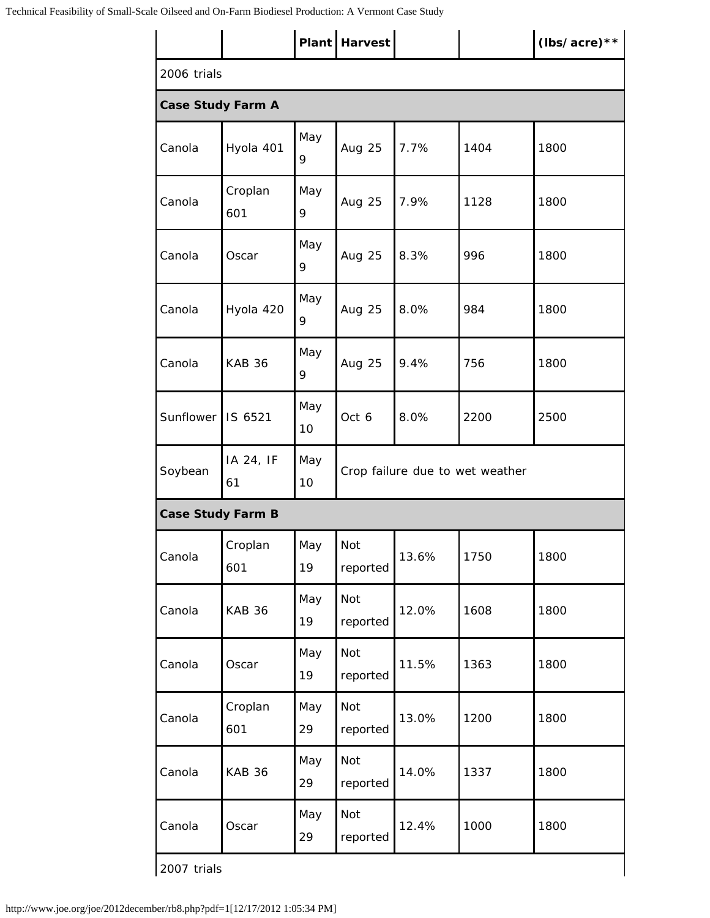| | | Plant | Harvest | | | (lbs/acre)** |
|---|---|---|---|---|---|---|
| 2006 trials | | | | | | |
| **Case Study Farm A** | | | | | | |
| Canola | Hyola 401 | May 9 | Aug 25 | 7.7% | 1404 | 1800 |
| Canola | Croplan 601 | May 9 | Aug 25 | 7.9% | 1128 | 1800 |
| Canola | Oscar | May 9 | Aug 25 | 8.3% | 996 | 1800 |
| Canola | Hyola 420 | May 9 | Aug 25 | 8.0% | 984 | 1800 |
| Canola | KAB 36 | May 9 | Aug 25 | 9.4% | 756 | 1800 |
| Sunflower | IS 6521 | May 10 | Oct 6 | 8.0% | 2200 | 2500 |
| Soybean | IA 24, IF 61 | May 10 | Crop failure due to wet weather | | | |
| **Case Study Farm B** | | | | | | |
| Canola | Croplan 601 | May 19 | Not reported | 13.6% | 1750 | 1800 |
| Canola | KAB 36 | May 19 | Not reported | 12.0% | 1608 | 1800 |
| Canola | Oscar | May 19 | Not reported | 11.5% | 1363 | 1800 |
| Canola | Croplan 601 | May 29 | Not reported | 13.0% | 1200 | 1800 |
| Canola | KAB 36 | May 29 | Not reported | 14.0% | 1337 | 1800 |
| Canola | Oscar | May 29 | Not reported | 12.4% | 1000 | 1800 |
| 2007 trials | | | | | | |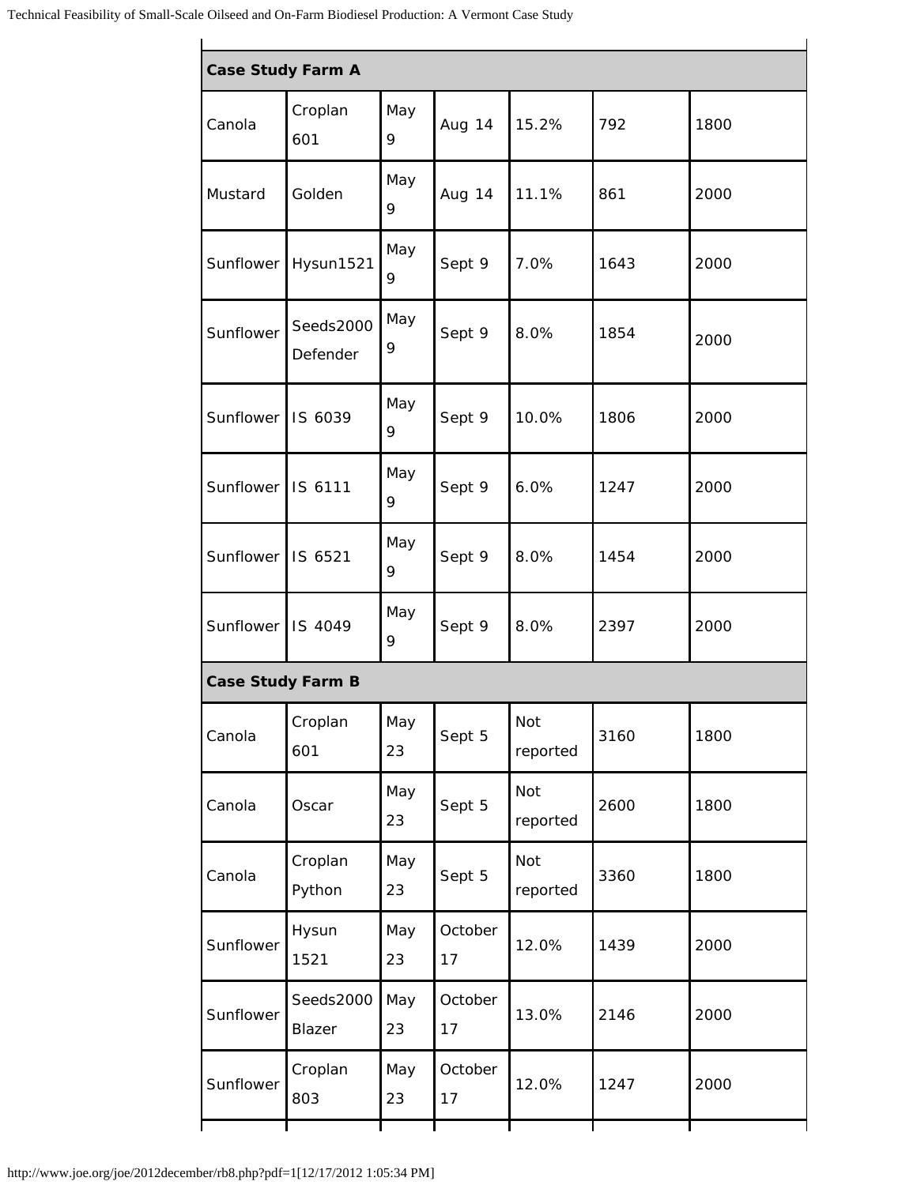| | | | | | | |
|---|---|---|---|---|---|---|
| **Case Study Farm A** | | | | | | |
| Canola | Croplan 601 | May 9 | Aug 14 | 15.2% | 792 | 1800 |
| Mustard | Golden | May 9 | Aug 14 | 11.1% | 861 | 2000 |
| Sunflower | Hysun1521 | May 9 | Sept 9 | 7.0% | 1643 | 2000 |
| Sunflower | Seeds2000 Defender | May 9 | Sept 9 | 8.0% | 1854 | 2000 |
| Sunflower | IS 6039 | May 9 | Sept 9 | 10.0% | 1806 | 2000 |
| Sunflower | IS 6111 | May 9 | Sept 9 | 6.0% | 1247 | 2000 |
| Sunflower | IS 6521 | May 9 | Sept 9 | 8.0% | 1454 | 2000 |
| Sunflower | IS 4049 | May 9 | Sept 9 | 8.0% | 2397 | 2000 |
| **Case Study Farm B** | | | | | | |
| Canola | Croplan 601 | May 23 | Sept 5 | Not reported | 3160 | 1800 |
| Canola | Oscar | May 23 | Sept 5 | Not reported | 2600 | 1800 |
| Canola | Croplan Python | May 23 | Sept 5 | Not reported | 3360 | 1800 |
| Sunflower | Hysun 1521 | May 23 | October 17 | 12.0% | 1439 | 2000 |
| Sunflower | Seeds2000 Blazer | May 23 | October 17 | 13.0% | 2146 | 2000 |
| Sunflower | Croplan 803 | May 23 | October 17 | 12.0% | 1247 | 2000 |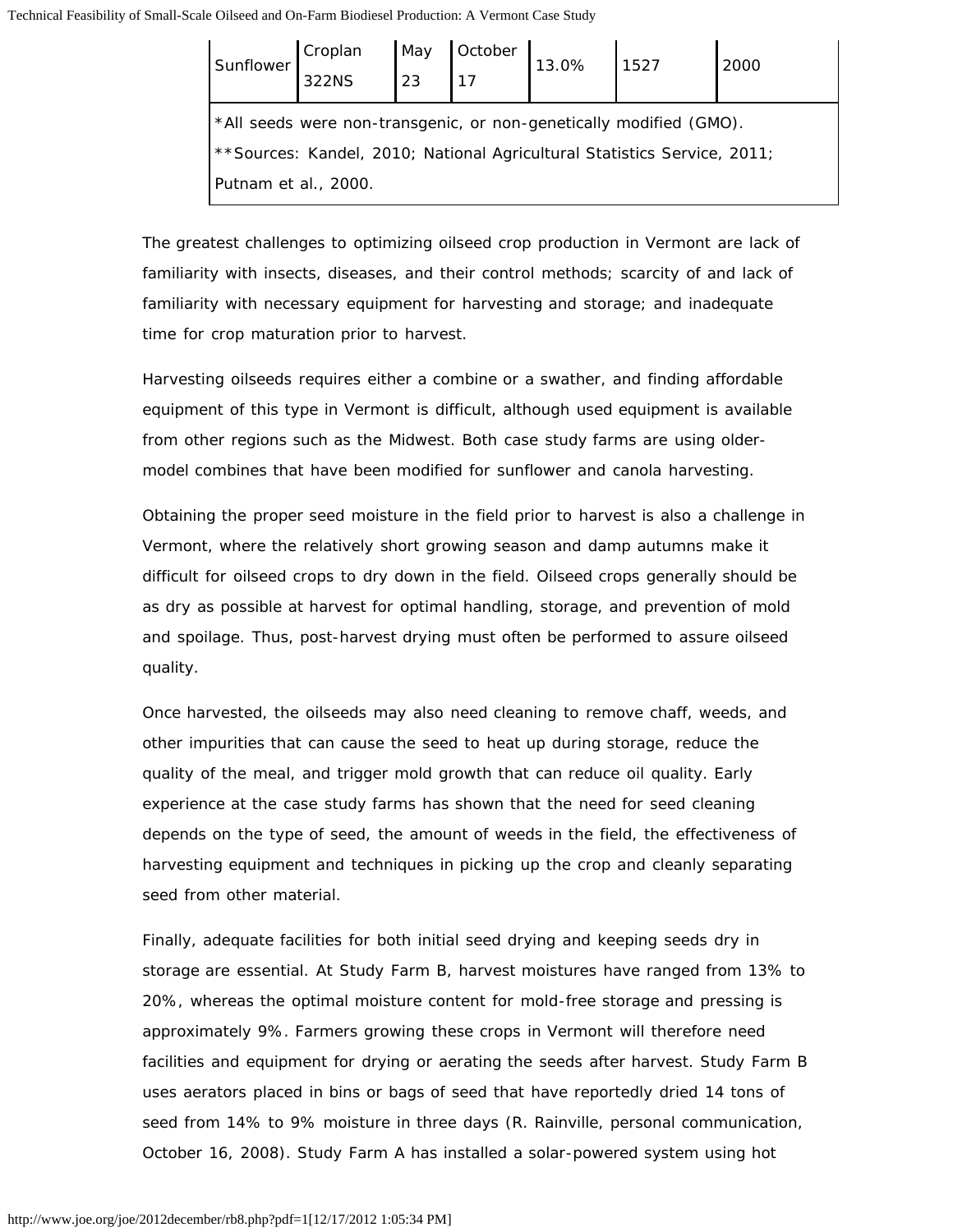| Sunflower | Croplan 322NS | May 23 | October 17 | 13.0% | 1527 | 2000 |
|---|---|---|---|---|---|---|
| *All seeds were non-transgenic, or non-genetically modified (GMO). **Sources: Kandel, 2010; National Agricultural Statistics Service, 2011; Putnam et al., 2000. | | | | | | |

The greatest challenges to optimizing oilseed crop production in Vermont are lack of familiarity with insects, diseases, and their control methods; scarcity of and lack of familiarity with necessary equipment for harvesting and storage; and inadequate time for crop maturation prior to harvest.

Harvesting oilseeds requires either a combine or a swather, and finding affordable equipment of this type in Vermont is difficult, although used equipment is available from other regions such as the Midwest. Both case study farms are using older-model combines that have been modified for sunflower and canola harvesting.

Obtaining the proper seed moisture in the field prior to harvest is also a challenge in Vermont, where the relatively short growing season and damp autumns make it difficult for oilseed crops to dry down in the field. Oilseed crops generally should be as dry as possible at harvest for optimal handling, storage, and prevention of mold and spoilage. Thus, post-harvest drying must often be performed to assure oilseed quality.

Once harvested, the oilseeds may also need cleaning to remove chaff, weeds, and other impurities that can cause the seed to heat up during storage, reduce the quality of the meal, and trigger mold growth that can reduce oil quality. Early experience at the case study farms has shown that the need for seed cleaning depends on the type of seed, the amount of weeds in the field, the effectiveness of harvesting equipment and techniques in picking up the crop and cleanly separating seed from other material.

Finally, adequate facilities for both initial seed drying and keeping seeds dry in storage are essential. At Study Farm B, harvest moistures have ranged from 13% to 20%, whereas the optimal moisture content for mold-free storage and pressing is approximately 9%. Farmers growing these crops in Vermont will therefore need facilities and equipment for drying or aerating the seeds after harvest. Study Farm B uses aerators placed in bins or bags of seed that have reportedly dried 14 tons of seed from 14% to 9% moisture in three days (R. Rainville, personal communication, October 16, 2008). Study Farm A has installed a solar-powered system using hot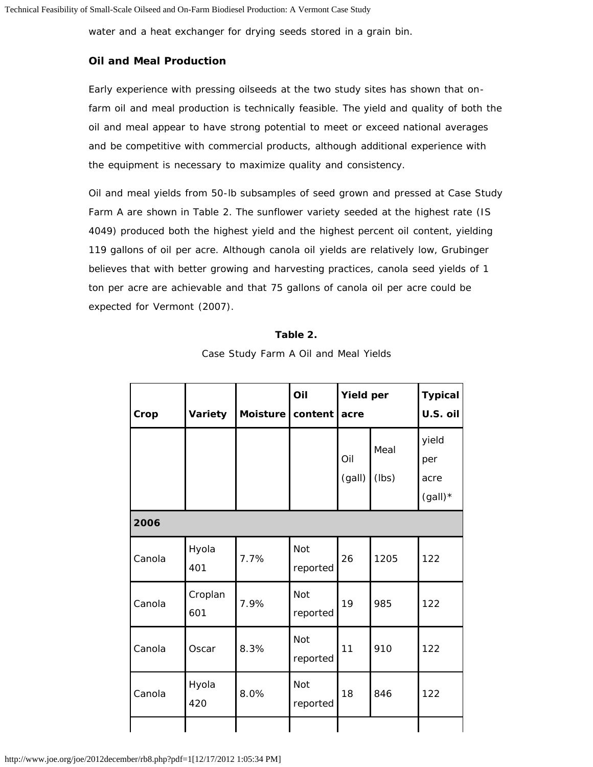water and a heat exchanger for drying seeds stored in a grain bin.

### Oil and Meal Production

Early experience with pressing oilseeds at the two study sites has shown that on-farm oil and meal production is technically feasible. The yield and quality of both the oil and meal appear to have strong potential to meet or exceed national averages and be competitive with commercial products, although additional experience with the equipment is necessary to maximize quality and consistency.

Oil and meal yields from 50-lb subsamples of seed grown and pressed at Case Study Farm A are shown in Table 2. The sunflower variety seeded at the highest rate (IS 4049) produced both the highest yield and the highest percent oil content, yielding 119 gallons of oil per acre. Although canola oil yields are relatively low, Grubinger believes that with better growing and harvesting practices, canola seed yields of 1 ton per acre are achievable and that 75 gallons of canola oil per acre could be expected for Vermont (2007).

**Table 2.**

Case Study Farm A Oil and Meal Yields

| **Crop** | **Variety** | **Moisture** | **Oil content** | **Yield per acre** | | **Typical U.S. oil** |
|---|---|---|---|---|---|---|
| | | | | Oil (gall) | Meal (lbs) | yield per acre (gall)* |
| **2006** | | | | | | |
| Canola | Hyola 401 | 7.7% | Not reported | 26 | 1205 | 122 |
| Canola | Croplan 601 | 7.9% | Not reported | 19 | 985 | 122 |
| Canola | Oscar | 8.3% | Not reported | 11 | 910 | 122 |
| Canola | Hyola 420 | 8.0% | Not reported | 18 | 846 | 122 |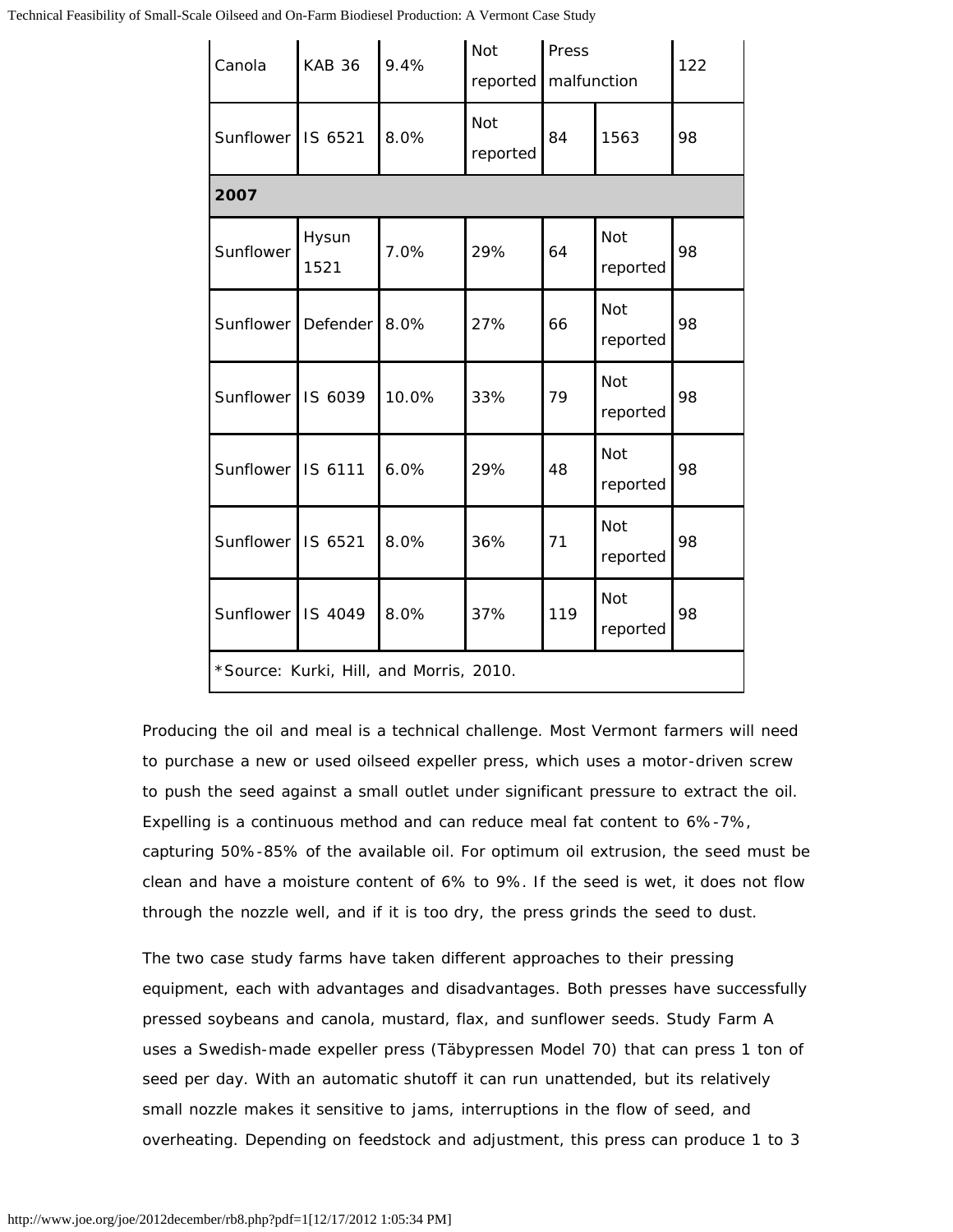| | | | | | | |
|---|---|---|---|---|---|---|
| Canola | KAB 36 | 9.4% | Not reported | Press malfunction | | 122 |
| Sunflower | IS 6521 | 8.0% | Not reported | 84 | 1563 | 98 |
| **2007** | | | | | | |
| Sunflower | Hysun 1521 | 7.0% | 29% | 64 | Not reported | 98 |
| Sunflower | Defender | 8.0% | 27% | 66 | Not reported | 98 |
| Sunflower | IS 6039 | 10.0% | 33% | 79 | Not reported | 98 |
| Sunflower | IS 6111 | 6.0% | 29% | 48 | Not reported | 98 |
| Sunflower | IS 6521 | 8.0% | 36% | 71 | Not reported | 98 |
| Sunflower | IS 4049 | 8.0% | 37% | 119 | Not reported | 98 |
| *Source: Kurki, Hill, and Morris, 2010. | | | | | | |

Producing the oil and meal is a technical challenge. Most Vermont farmers will need to purchase a new or used oilseed expeller press, which uses a motor-driven screw to push the seed against a small outlet under significant pressure to extract the oil. Expelling is a continuous method and can reduce meal fat content to 6%-7%, capturing 50%-85% of the available oil. For optimum oil extrusion, the seed must be clean and have a moisture content of 6% to 9%. If the seed is wet, it does not flow through the nozzle well, and if it is too dry, the press grinds the seed to dust.

The two case study farms have taken different approaches to their pressing equipment, each with advantages and disadvantages. Both presses have successfully pressed soybeans and canola, mustard, flax, and sunflower seeds. Study Farm A uses a Swedish-made expeller press (Täbypressen Model 70) that can press 1 ton of seed per day. With an automatic shutoff it can run unattended, but its relatively small nozzle makes it sensitive to jams, interruptions in the flow of seed, and overheating. Depending on feedstock and adjustment, this press can produce 1 to 3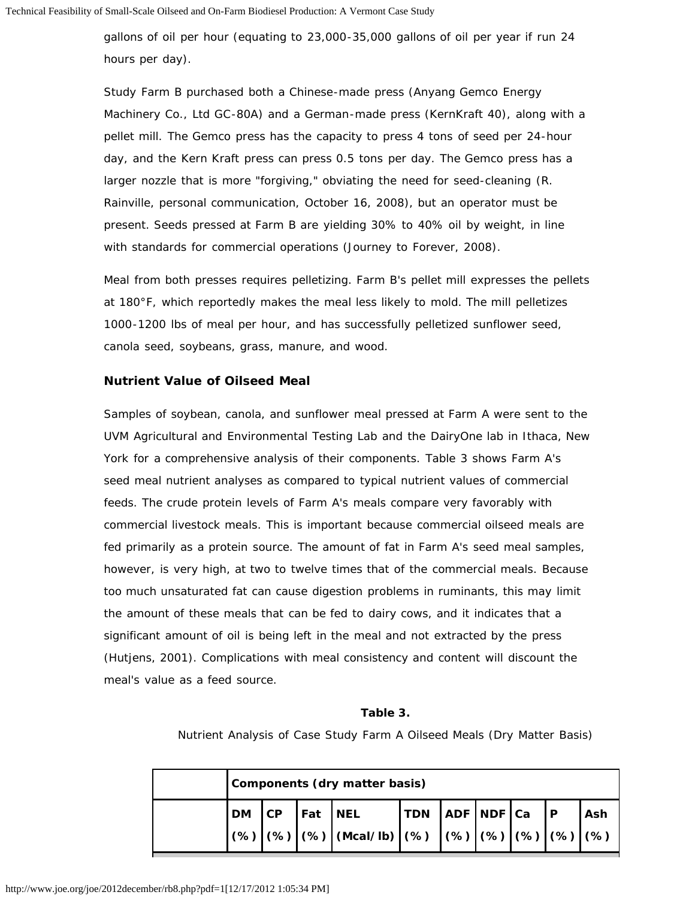gallons of oil per hour (equating to 23,000-35,000 gallons of oil per year if run 24 hours per day).

Study Farm B purchased both a Chinese-made press (Anyang Gemco Energy Machinery Co., Ltd GC-80A) and a German-made press (KernKraft 40), along with a pellet mill. The Gemco press has the capacity to press 4 tons of seed per 24-hour day, and the Kern Kraft press can press 0.5 tons per day. The Gemco press has a larger nozzle that is more "forgiving," obviating the need for seed-cleaning (R. Rainville, personal communication, October 16, 2008), but an operator must be present. Seeds pressed at Farm B are yielding 30% to 40% oil by weight, in line with standards for commercial operations (Journey to Forever, 2008).

Meal from both presses requires pelletizing. Farm B's pellet mill expresses the pellets at 180°F, which reportedly makes the meal less likely to mold. The mill pelletizes 1000-1200 lbs of meal per hour, and has successfully pelletized sunflower seed, canola seed, soybeans, grass, manure, and wood.

### Nutrient Value of Oilseed Meal

Samples of soybean, canola, and sunflower meal pressed at Farm A were sent to the UVM Agricultural and Environmental Testing Lab and the DairyOne lab in Ithaca, New York for a comprehensive analysis of their components. Table 3 shows Farm A's seed meal nutrient analyses as compared to typical nutrient values of commercial feeds. The crude protein levels of Farm A's meals compare very favorably with commercial livestock meals. This is important because commercial oilseed meals are fed primarily as a protein source. The amount of fat in Farm A's seed meal samples, however, is very high, at two to twelve times that of the commercial meals. Because too much unsaturated fat can cause digestion problems in ruminants, this may limit the amount of these meals that can be fed to dairy cows, and it indicates that a significant amount of oil is being left in the meal and not extracted by the press (Hutjens, 2001). Complications with meal consistency and content will discount the meal's value as a feed source.

**Table 3.**

Nutrient Analysis of Case Study Farm A Oilseed Meals (Dry Matter Basis)

| | Components (dry matter basis) | | | | | | | | | |
|---|---|---|---|---|---|---|---|---|---|---|
| | DM (%) | CP (%) | Fat (%) | NEL (Mcal/lb) | TDN (%) | ADF (%) | NDF (%) | Ca (%) | P (%) | Ash (%) |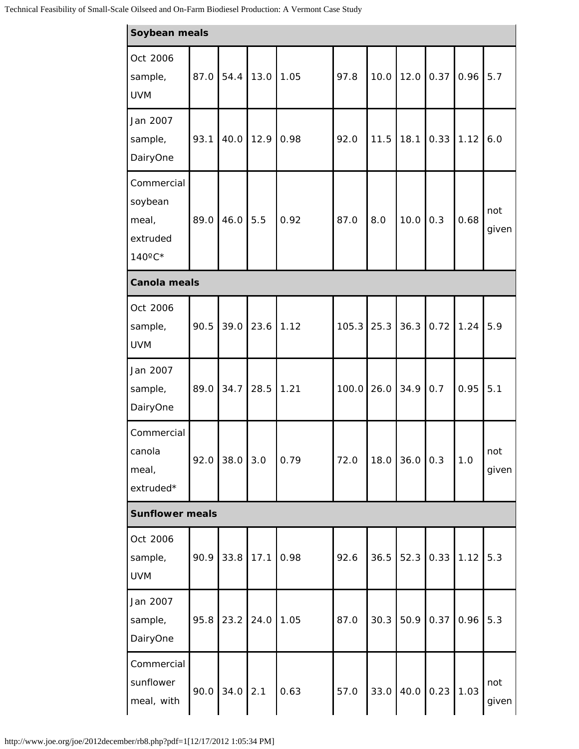| | | | | | | | | | | |
|---|---|---|---|---|---|---|---|---|---|---|
| **Soybean meals** | | | | | | | | | | |
| Oct 2006 sample, UVM | 87.0 | 54.4 | 13.0 | 1.05 | 97.8 | 10.0 | 12.0 | 0.37 | 0.96 | 5.7 |
| Jan 2007 sample, DairyOne | 93.1 | 40.0 | 12.9 | 0.98 | 92.0 | 11.5 | 18.1 | 0.33 | 1.12 | 6.0 |
| Commercial soybean meal, extruded 140ºC* | 89.0 | 46.0 | 5.5 | 0.92 | 87.0 | 8.0 | 10.0 | 0.3 | 0.68 | not given |
| **Canola meals** | | | | | | | | | | |
| Oct 2006 sample, UVM | 90.5 | 39.0 | 23.6 | 1.12 | 105.3 | 25.3 | 36.3 | 0.72 | 1.24 | 5.9 |
| Jan 2007 sample, DairyOne | 89.0 | 34.7 | 28.5 | 1.21 | 100.0 | 26.0 | 34.9 | 0.7 | 0.95 | 5.1 |
| Commercial canola meal, extruded* | 92.0 | 38.0 | 3.0 | 0.79 | 72.0 | 18.0 | 36.0 | 0.3 | 1.0 | not given |
| **Sunflower meals** | | | | | | | | | | |
| Oct 2006 sample, UVM | 90.9 | 33.8 | 17.1 | 0.98 | 92.6 | 36.5 | 52.3 | 0.33 | 1.12 | 5.3 |
| Jan 2007 sample, DairyOne | 95.8 | 23.2 | 24.0 | 1.05 | 87.0 | 30.3 | 50.9 | 0.37 | 0.96 | 5.3 |
| Commercial sunflower meal, with | 90.0 | 34.0 | 2.1 | 0.63 | 57.0 | 33.0 | 40.0 | 0.23 | 1.03 | not given |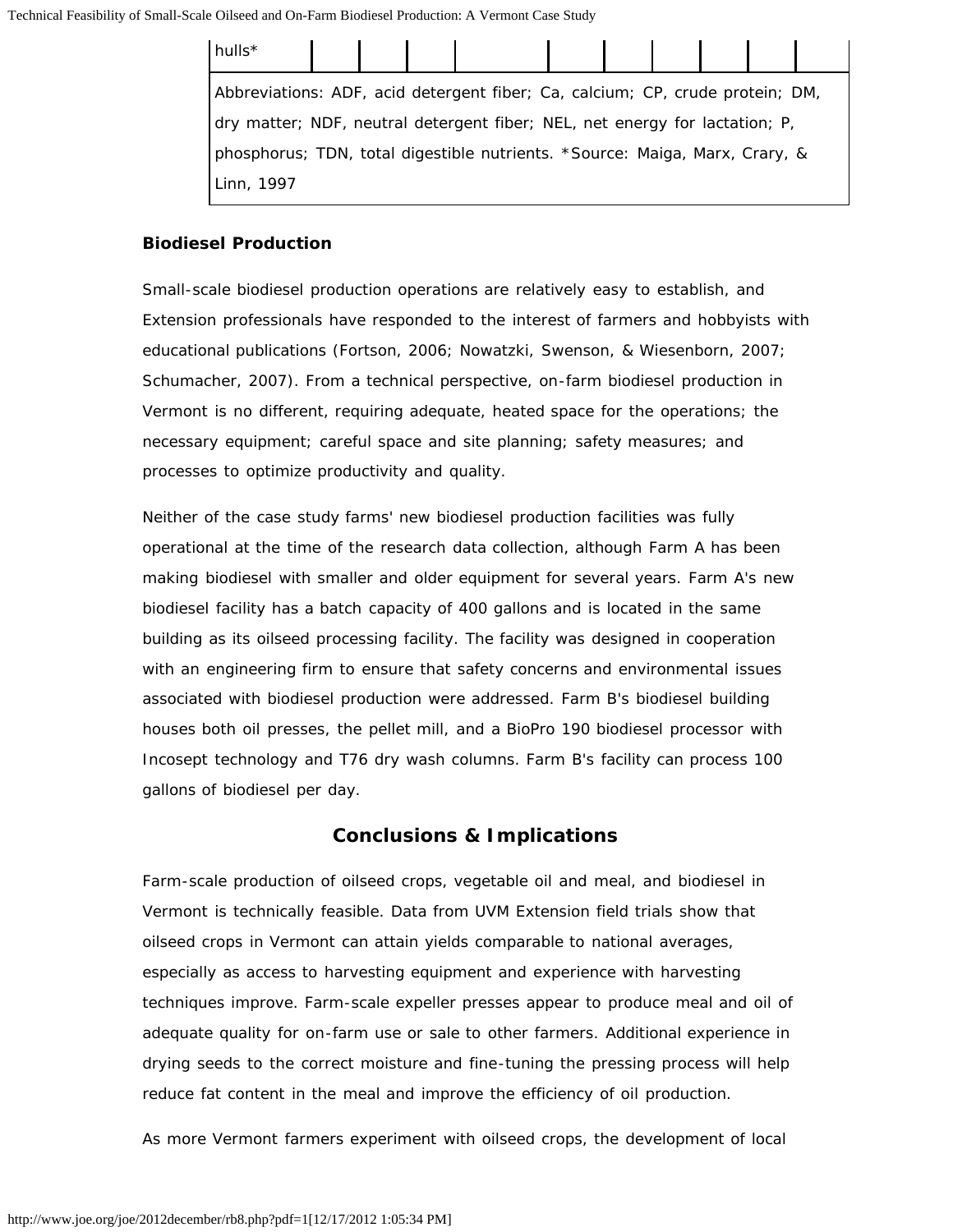| hulls* | | | | | | | | | | |
|---|---|---|---|---|---|---|---|---|---|---|

Abbreviations: ADF, acid detergent fiber; Ca, calcium; CP, crude protein; DM, dry matter; NDF, neutral detergent fiber; NEL, net energy for lactation; P, phosphorus; TDN, total digestible nutrients. *Source: Maiga, Marx, Crary, & Linn, 1997

**Biodiesel Production**

Small-scale biodiesel production operations are relatively easy to establish, and Extension professionals have responded to the interest of farmers and hobbyists with educational publications (Fortson, 2006; Nowatzki, Swenson, & Wiesenborn, 2007; Schumacher, 2007). From a technical perspective, on-farm biodiesel production in Vermont is no different, requiring adequate, heated space for the operations; the necessary equipment; careful space and site planning; safety measures; and processes to optimize productivity and quality.

Neither of the case study farms' new biodiesel production facilities was fully operational at the time of the research data collection, although Farm A has been making biodiesel with smaller and older equipment for several years. Farm A's new biodiesel facility has a batch capacity of 400 gallons and is located in the same building as its oilseed processing facility. The facility was designed in cooperation with an engineering firm to ensure that safety concerns and environmental issues associated with biodiesel production were addressed. Farm B's biodiesel building houses both oil presses, the pellet mill, and a BioPro 190 biodiesel processor with Incosept technology and T76 dry wash columns. Farm B's facility can process 100 gallons of biodiesel per day.

## Conclusions & Implications

Farm-scale production of oilseed crops, vegetable oil and meal, and biodiesel in Vermont is technically feasible. Data from UVM Extension field trials show that oilseed crops in Vermont can attain yields comparable to national averages, especially as access to harvesting equipment and experience with harvesting techniques improve. Farm-scale expeller presses appear to produce meal and oil of adequate quality for on-farm use or sale to other farmers. Additional experience in drying seeds to the correct moisture and fine-tuning the pressing process will help reduce fat content in the meal and improve the efficiency of oil production.

As more Vermont farmers experiment with oilseed crops, the development of local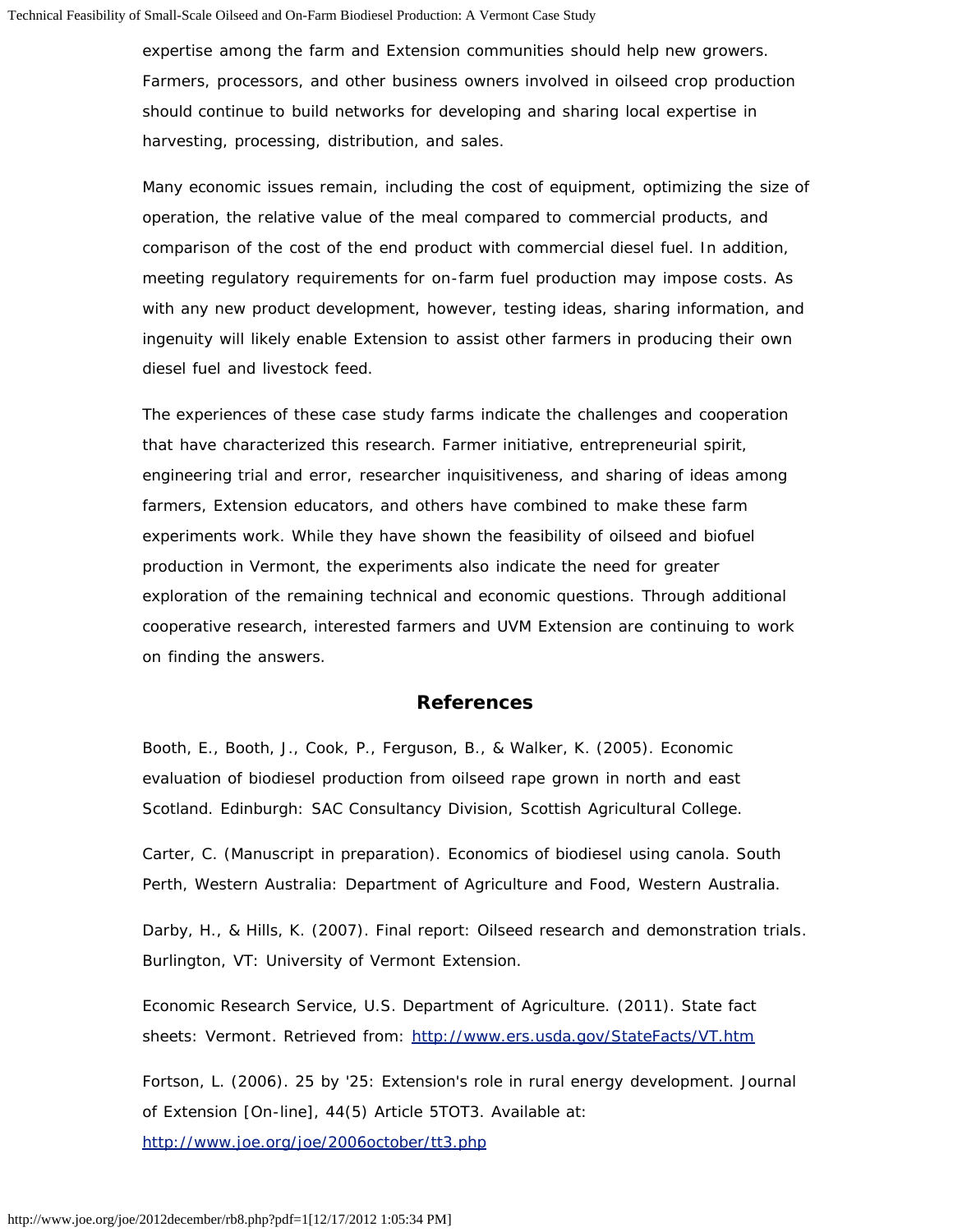expertise among the farm and Extension communities should help new growers. Farmers, processors, and other business owners involved in oilseed crop production should continue to build networks for developing and sharing local expertise in harvesting, processing, distribution, and sales.

Many economic issues remain, including the cost of equipment, optimizing the size of operation, the relative value of the meal compared to commercial products, and comparison of the cost of the end product with commercial diesel fuel. In addition, meeting regulatory requirements for on-farm fuel production may impose costs. As with any new product development, however, testing ideas, sharing information, and ingenuity will likely enable Extension to assist other farmers in producing their own diesel fuel and livestock feed.

The experiences of these case study farms indicate the challenges and cooperation that have characterized this research. Farmer initiative, entrepreneurial spirit, engineering trial and error, researcher inquisitiveness, and sharing of ideas among farmers, Extension educators, and others have combined to make these farm experiments work. While they have shown the feasibility of oilseed and biofuel production in Vermont, the experiments also indicate the need for greater exploration of the remaining technical and economic questions. Through additional cooperative research, interested farmers and UVM Extension are continuing to work on finding the answers.

## References

Booth, E., Booth, J., Cook, P., Ferguson, B., & Walker, K. (2005). Economic evaluation of biodiesel production from oilseed rape grown in north and east Scotland. Edinburgh: SAC Consultancy Division, Scottish Agricultural College.

Carter, C. (Manuscript in preparation). Economics of biodiesel using canola. South Perth, Western Australia: Department of Agriculture and Food, Western Australia.

Darby, H., & Hills, K. (2007). Final report: Oilseed research and demonstration trials. Burlington, VT: University of Vermont Extension.

Economic Research Service, U.S. Department of Agriculture. (2011). State fact sheets: Vermont. Retrieved from: http://www.ers.usda.gov/StateFacts/VT.htm

Fortson, L. (2006). 25 by '25: Extension's role in rural energy development. Journal of Extension [On-line], 44(5) Article 5TOT3. Available at: http://www.joe.org/joe/2006october/tt3.php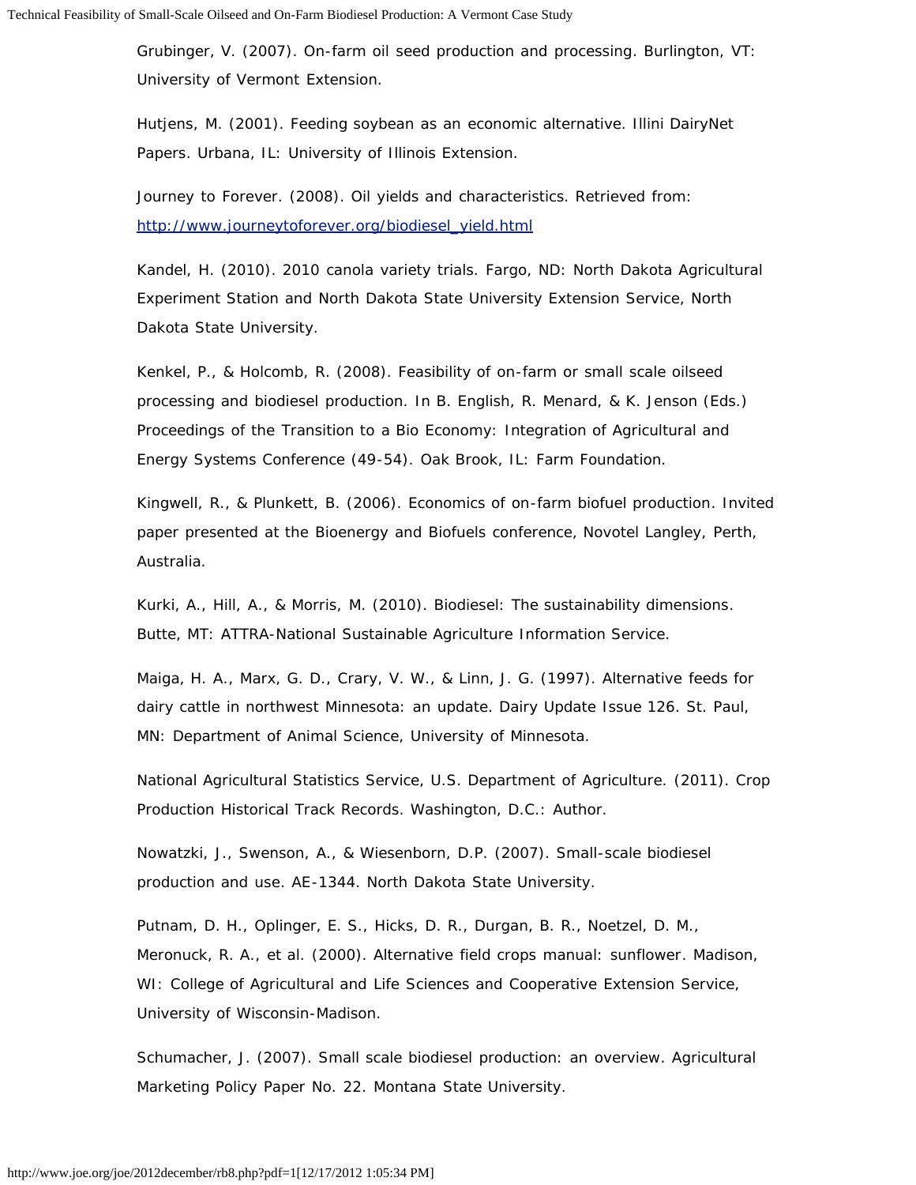Grubinger, V. (2007). On-farm oil seed production and processing. Burlington, VT: University of Vermont Extension.

Hutjens, M. (2001). Feeding soybean as an economic alternative. Illini DairyNet Papers. Urbana, IL: University of Illinois Extension.

Journey to Forever. (2008). Oil yields and characteristics. Retrieved from: [http://www.journeytoforever.org/biodiesel_yield.html](http://www.journeytoforever.org/biodiesel_yield.html)

Kandel, H. (2010). 2010 canola variety trials. Fargo, ND: North Dakota Agricultural Experiment Station and North Dakota State University Extension Service, North Dakota State University.

Kenkel, P., & Holcomb, R. (2008). Feasibility of on-farm or small scale oilseed processing and biodiesel production. In B. English, R. Menard, & K. Jenson (Eds.) Proceedings of the Transition to a Bio Economy: Integration of Agricultural and Energy Systems Conference (49-54). Oak Brook, IL: Farm Foundation.

Kingwell, R., & Plunkett, B. (2006). Economics of on-farm biofuel production. Invited paper presented at the Bioenergy and Biofuels conference, Novotel Langley, Perth, Australia.

Kurki, A., Hill, A., & Morris, M. (2010). Biodiesel: The sustainability dimensions. Butte, MT: ATTRA-National Sustainable Agriculture Information Service.

Maiga, H. A., Marx, G. D., Crary, V. W., & Linn, J. G. (1997). Alternative feeds for dairy cattle in northwest Minnesota: an update. Dairy Update Issue 126. St. Paul, MN: Department of Animal Science, University of Minnesota.

National Agricultural Statistics Service, U.S. Department of Agriculture. (2011). Crop Production Historical Track Records. Washington, D.C.: Author.

Nowatzki, J., Swenson, A., & Wiesenborn, D.P. (2007). Small-scale biodiesel production and use. AE-1344. North Dakota State University.

Putnam, D. H., Oplinger, E. S., Hicks, D. R., Durgan, B. R., Noetzel, D. M., Meronuck, R. A., et al. (2000). Alternative field crops manual: sunflower. Madison, WI: College of Agricultural and Life Sciences and Cooperative Extension Service, University of Wisconsin-Madison.

Schumacher, J. (2007). Small scale biodiesel production: an overview. Agricultural Marketing Policy Paper No. 22. Montana State University.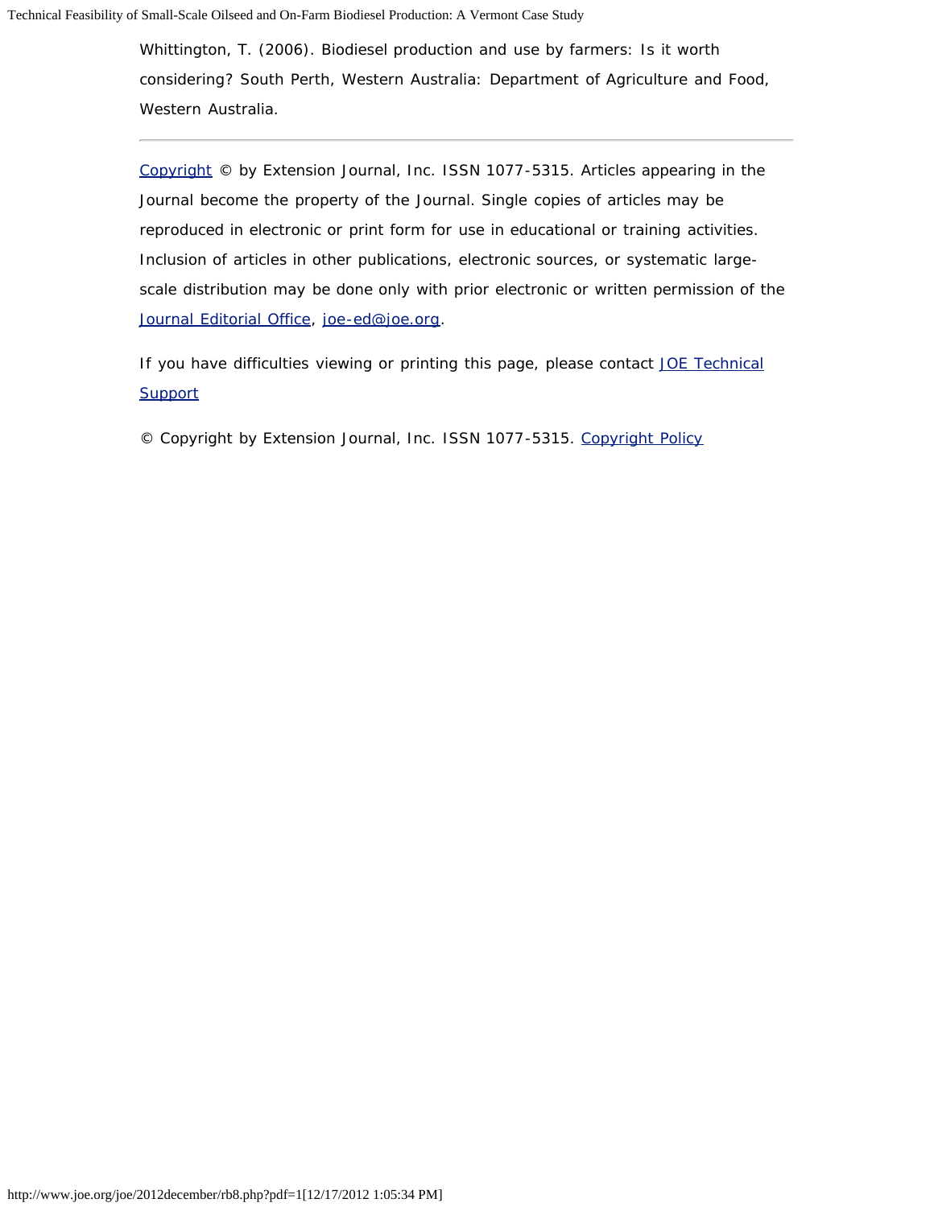Whittington, T. (2006). Biodiesel production and use by farmers: Is it worth considering? South Perth, Western Australia: Department of Agriculture and Food, Western Australia.

---

Copyright © by Extension Journal, Inc. ISSN 1077-5315. Articles appearing in the Journal become the property of the Journal. Single copies of articles may be reproduced in electronic or print form for use in educational or training activities. Inclusion of articles in other publications, electronic sources, or systematic large-scale distribution may be done only with prior electronic or written permission of the Journal Editorial Office, joe-ed@joe.org.

If you have difficulties viewing or printing this page, please contact JOE Technical Support

© Copyright by Extension Journal, Inc. ISSN 1077-5315. Copyright Policy